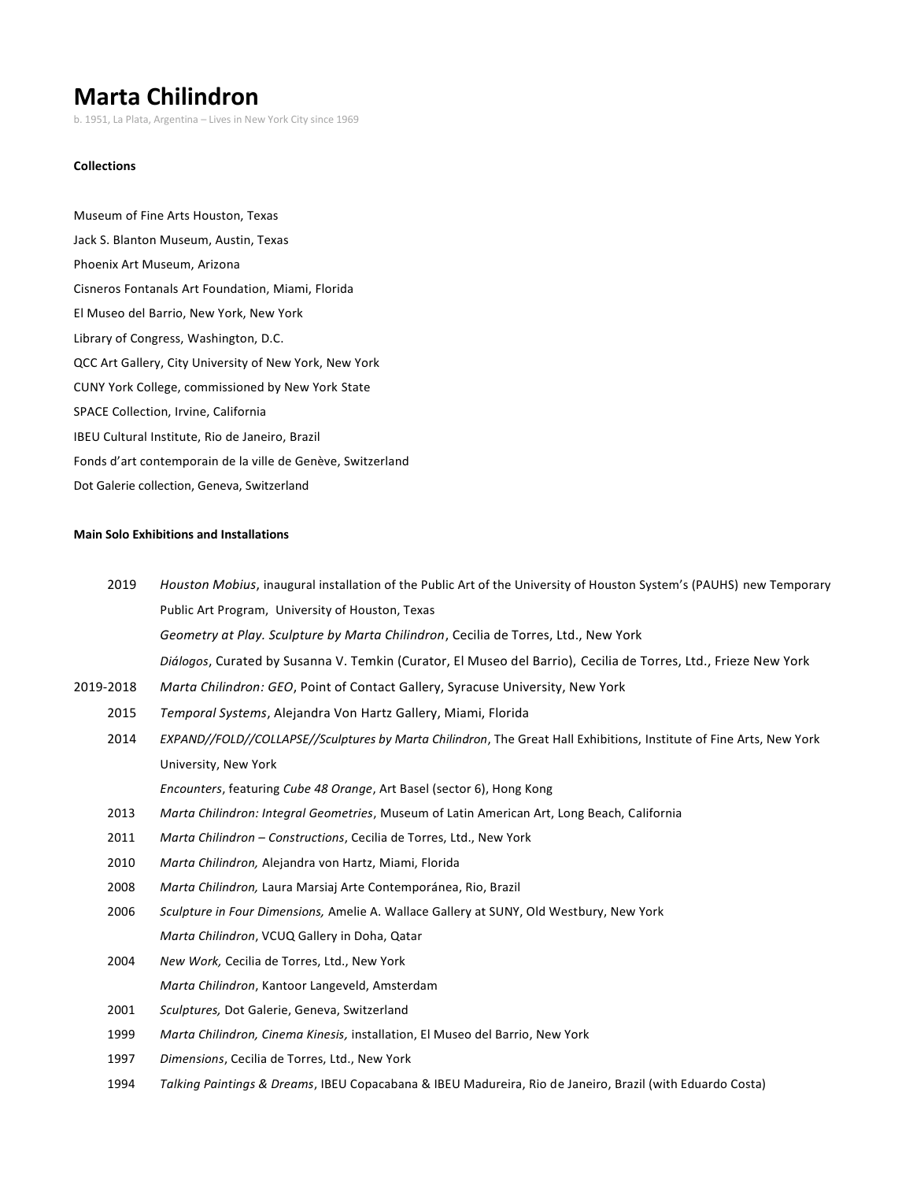# Marta Chilindron

b. 1951, La Plata, Argentina – Lives in New York City since 1969

### Collections

Museum of Fine Arts Houston, Texas
Jack S. Blanton Museum, Austin, Texas
Phoenix Art Museum, Arizona
Cisneros Fontanals Art Foundation, Miami, Florida
El Museo del Barrio, New York, New York
Library of Congress, Washington, D.C.
QCC Art Gallery, City University of New York, New York
CUNY York College, commissioned by New York State
SPACE Collection, Irvine, California
IBEU Cultural Institute, Rio de Janeiro, Brazil
Fonds d'art contemporain de la ville de Genève, Switzerland
Dot Galerie collection, Geneva, Switzerland

### Main Solo Exhibitions and Installations

2019 *Houston Mobius*, inaugural installation of the Public Art of the University of Houston System's (PAUHS) new Temporary Public Art Program, University of Houston, Texas
*Geometry at Play. Sculpture by Marta Chilindron*, Cecilia de Torres, Ltd., New York
*Diálogos*, Curated by Susanna V. Temkin (Curator, El Museo del Barrio), Cecilia de Torres, Ltd., Frieze New York

2019-2018 *Marta Chilindron: GEO*, Point of Contact Gallery, Syracuse University, New York

2015 *Temporal Systems*, Alejandra Von Hartz Gallery, Miami, Florida

2014 *EXPAND//FOLD//COLLAPSE//Sculptures by Marta Chilindron*, The Great Hall Exhibitions, Institute of Fine Arts, New York University, New York
*Encounters*, featuring *Cube 48 Orange*, Art Basel (sector 6), Hong Kong

2013 *Marta Chilindron: Integral Geometries*, Museum of Latin American Art, Long Beach, California

2011 *Marta Chilindron – Constructions*, Cecilia de Torres, Ltd., New York

2010 *Marta Chilindron,* Alejandra von Hartz, Miami, Florida

2008 *Marta Chilindron,* Laura Marsiaj Arte Contemporánea, Rio, Brazil

2006 *Sculpture in Four Dimensions,* Amelie A. Wallace Gallery at SUNY, Old Westbury, New York
*Marta Chilindron*, VCUQ Gallery in Doha, Qatar

2004 *New Work,* Cecilia de Torres, Ltd., New York
*Marta Chilindron*, Kantoor Langeveld, Amsterdam

2001 *Sculptures,* Dot Galerie, Geneva, Switzerland

1999 *Marta Chilindron, Cinema Kinesis,* installation, El Museo del Barrio, New York

1997 *Dimensions*, Cecilia de Torres, Ltd., New York

1994 *Talking Paintings & Dreams*, IBEU Copacabana & IBEU Madureira, Rio de Janeiro, Brazil (with Eduardo Costa)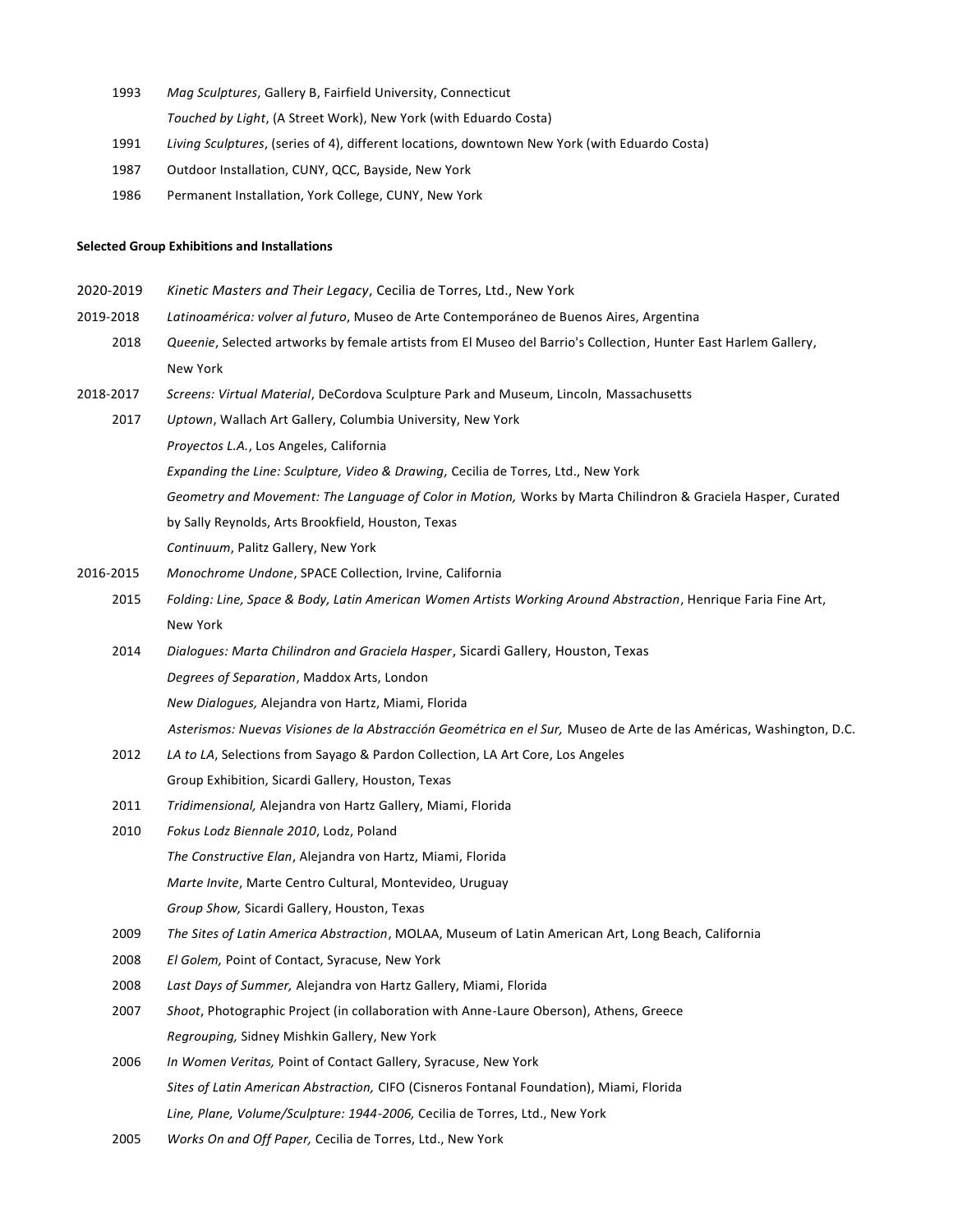1993 *Mag Sculptures*, Gallery B, Fairfield University, Connecticut

*Touched by Light*, (A Street Work), New York (with Eduardo Costa)

1991 *Living Sculptures*, (series of 4), different locations, downtown New York (with Eduardo Costa)

1987 Outdoor Installation, CUNY, QCC, Bayside, New York

1986 Permanent Installation, York College, CUNY, New York

**Selected Group Exhibitions and Installations**

2020-2019 *Kinetic Masters and Their Legacy*, Cecilia de Torres, Ltd., New York

2019-2018 *Latinoamérica: volver al futuro*, Museo de Arte Contemporáneo de Buenos Aires, Argentina

2018 *Queenie*, Selected artworks by female artists from El Museo del Barrio's Collection, Hunter East Harlem Gallery, New York

2018-2017 *Screens: Virtual Material*, DeCordova Sculpture Park and Museum, Lincoln, Massachusetts

2017 *Uptown*, Wallach Art Gallery, Columbia University, New York

*Proyectos L.A.*, Los Angeles, California

*Expanding the Line: Sculpture, Video & Drawing,* Cecilia de Torres, Ltd., New York

*Geometry and Movement: The Language of Color in Motion,* Works by Marta Chilindron & Graciela Hasper, Curated by Sally Reynolds, Arts Brookfield, Houston, Texas

*Continuum*, Palitz Gallery, New York

2016-2015 *Monochrome Undone*, SPACE Collection, Irvine, California

2015 *Folding: Line, Space & Body, Latin American Women Artists Working Around Abstraction*, Henrique Faria Fine Art, New York

2014 *Dialogues: Marta Chilindron and Graciela Hasper*, Sicardi Gallery, Houston, Texas

*Degrees of Separation*, Maddox Arts, London

*New Dialogues,* Alejandra von Hartz, Miami, Florida

*Asterismos: Nuevas Visiones de la Abstracción Geométrica en el Sur,* Museo de Arte de las Américas, Washington, D.C.

2012 *LA to LA*, Selections from Sayago & Pardon Collection, LA Art Core, Los Angeles

Group Exhibition, Sicardi Gallery, Houston, Texas

2011 *Tridimensional,* Alejandra von Hartz Gallery, Miami, Florida

2010 *Fokus Lodz Biennale 2010*, Lodz, Poland

*The Constructive Elan*, Alejandra von Hartz, Miami, Florida

*Marte Invite*, Marte Centro Cultural, Montevideo, Uruguay

*Group Show,* Sicardi Gallery, Houston, Texas

2009 *The Sites of Latin America Abstraction*, MOLAA, Museum of Latin American Art, Long Beach, California

2008 *El Golem,* Point of Contact, Syracuse, New York

2008 *Last Days of Summer,* Alejandra von Hartz Gallery, Miami, Florida

2007 *Shoot*, Photographic Project (in collaboration with Anne-Laure Oberson), Athens, Greece

*Regrouping,* Sidney Mishkin Gallery, New York

2006 *In Women Veritas,* Point of Contact Gallery, Syracuse, New York

*Sites of Latin American Abstraction,* CIFO (Cisneros Fontanal Foundation), Miami, Florida

*Line, Plane, Volume/Sculpture: 1944-2006,* Cecilia de Torres, Ltd., New York

2005 *Works On and Off Paper,* Cecilia de Torres, Ltd., New York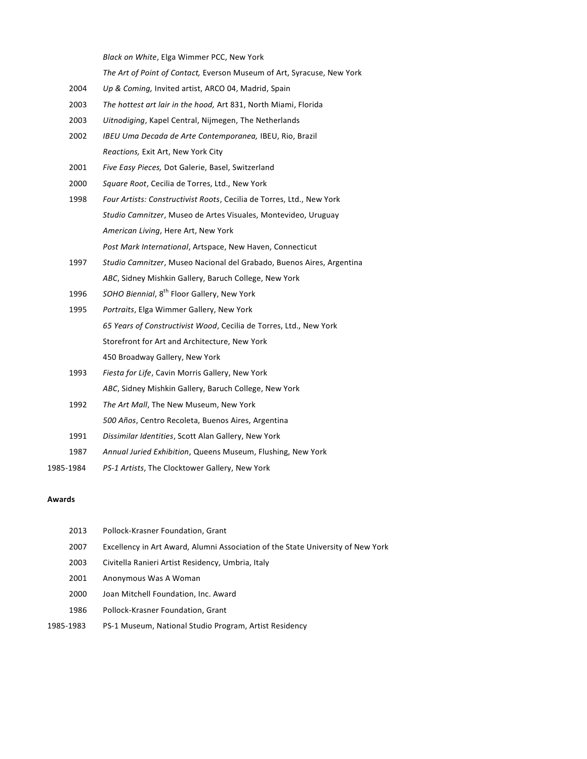| | |
|---|---|
| | *Black on White*, Elga Wimmer PCC, New York |
| | *The Art of Point of Contact,* Everson Museum of Art, Syracuse, New York |
| 2004 | *Up & Coming,* Invited artist, ARCO 04, Madrid, Spain |
| 2003 | *The hottest art lair in the hood,* Art 831, North Miami, Florida |
| 2003 | *Uitnodiging*, Kapel Central, Nijmegen, The Netherlands |
| 2002 | *IBEU Uma Decada de Arte Contemporanea,* IBEU, Rio, Brazil |
| | *Reactions,* Exit Art, New York City |
| 2001 | *Five Easy Pieces,* Dot Galerie, Basel, Switzerland |
| 2000 | *Square Root*, Cecilia de Torres, Ltd., New York |
| 1998 | *Four Artists: Constructivist Roots*, Cecilia de Torres, Ltd., New York |
| | *Studio Camnitzer*, Museo de Artes Visuales, Montevideo, Uruguay |
| | *American Living*, Here Art, New York |
| | *Post Mark International*, Artspace, New Haven, Connecticut |
| 1997 | *Studio Camnitzer*, Museo Nacional del Grabado, Buenos Aires, Argentina |
| | *ABC*, Sidney Mishkin Gallery, Baruch College, New York |
| 1996 | *SOHO Biennial*, 8th Floor Gallery, New York |
| 1995 | *Portraits*, Elga Wimmer Gallery, New York |
| | *65 Years of Constructivist Wood*, Cecilia de Torres, Ltd., New York |
| | Storefront for Art and Architecture, New York |
| | 450 Broadway Gallery, New York |
| 1993 | *Fiesta for Life*, Cavin Morris Gallery, New York |
| | *ABC*, Sidney Mishkin Gallery, Baruch College, New York |
| 1992 | *The Art Mall*, The New Museum, New York |
| | *500 Años*, Centro Recoleta, Buenos Aires, Argentina |
| 1991 | *Dissimilar Identities*, Scott Alan Gallery, New York |
| 1987 | *Annual Juried Exhibition*, Queens Museum, Flushing, New York |
| 1985-1984 | *PS-1 Artists*, The Clocktower Gallery, New York |

**Awards**

| | |
|---|---|
| 2013 | Pollock-Krasner Foundation, Grant |
| 2007 | Excellency in Art Award, Alumni Association of the State University of New York |
| 2003 | Civitella Ranieri Artist Residency, Umbria, Italy |
| 2001 | Anonymous Was A Woman |
| 2000 | Joan Mitchell Foundation, Inc. Award |
| 1986 | Pollock-Krasner Foundation, Grant |
| 1985-1983 | PS-1 Museum, National Studio Program, Artist Residency |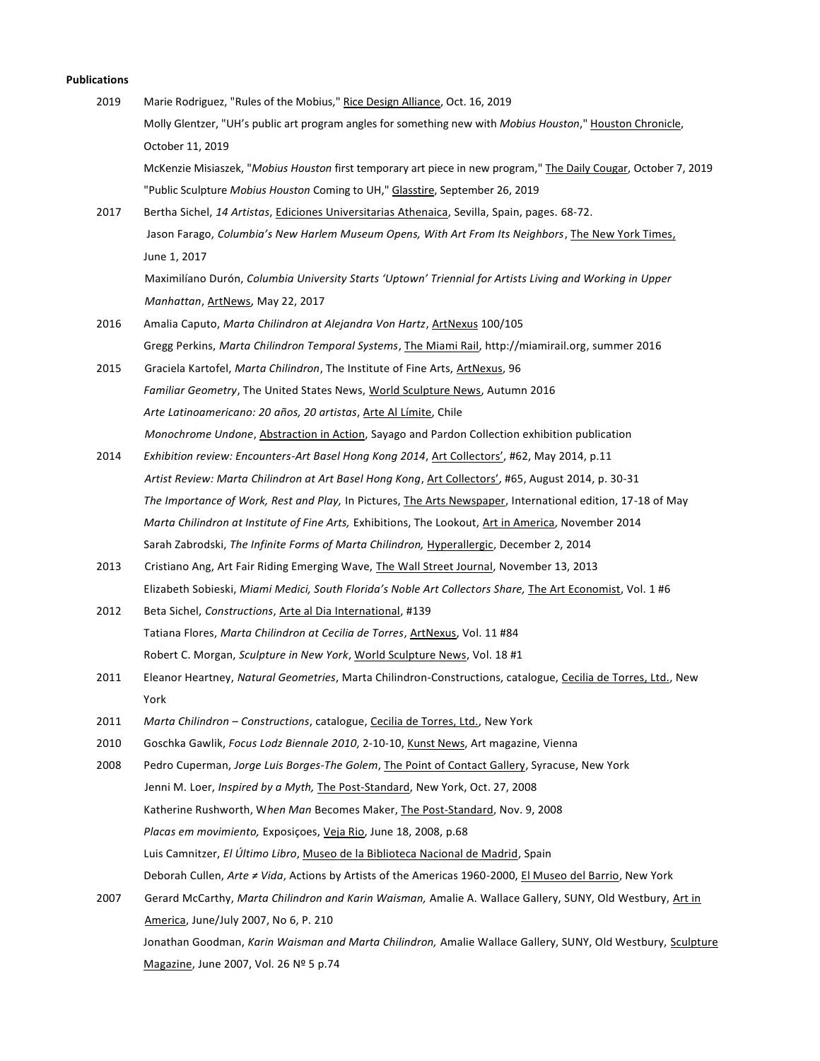**Publications**

2019 Marie Rodriguez, "Rules of the Mobius," Rice Design Alliance, Oct. 16, 2019

Molly Glentzer, "UH's public art program angles for something new with *Mobius Houston*," Houston Chronicle, October 11, 2019

McKenzie Misiaszek, "*Mobius Houston* first temporary art piece in new program," The Daily Cougar, October 7, 2019

"Public Sculpture *Mobius Houston* Coming to UH," Glasstire, September 26, 2019

2017 Bertha Sichel, *14 Artistas*, Ediciones Universitarias Athenaica, Sevilla, Spain, pages. 68-72.

Jason Farago, *Columbia's New Harlem Museum Opens, With Art From Its Neighbors*, The New York Times, June 1, 2017

Maximilíano Durón, *Columbia University Starts 'Uptown' Triennial for Artists Living and Working in Upper Manhattan*, ArtNews, May 22, 2017

2016 Amalia Caputo, *Marta Chilindron at Alejandra Von Hartz*, ArtNexus 100/105

Gregg Perkins, *Marta Chilindron Temporal Systems*, The Miami Rail, http://miamirail.org, summer 2016

2015 Graciela Kartofel, *Marta Chilindron*, The Institute of Fine Arts, ArtNexus, 96

*Familiar Geometry*, The United States News, World Sculpture News, Autumn 2016

*Arte Latinoamericano: 20 años, 20 artistas*, Arte Al Límite, Chile

*Monochrome Undone*, Abstraction in Action, Sayago and Pardon Collection exhibition publication

2014 *Exhibition review: Encounters-Art Basel Hong Kong 2014*, Art Collectors', #62, May 2014, p.11

*Artist Review: Marta Chilindron at Art Basel Hong Kong*, Art Collectors', #65, August 2014, p. 30-31

*The Importance of Work, Rest and Play,* In Pictures, The Arts Newspaper, International edition, 17-18 of May

*Marta Chilindron at Institute of Fine Arts,* Exhibitions, The Lookout, Art in America, November 2014

Sarah Zabrodski, *The Infinite Forms of Marta Chilindron,* Hyperallergic, December 2, 2014

2013 Cristiano Ang, Art Fair Riding Emerging Wave, The Wall Street Journal, November 13, 2013

Elizabeth Sobieski, *Miami Medici, South Florida's Noble Art Collectors Share,* The Art Economist, Vol. 1 #6

2012 Beta Sichel, *Constructions*, Arte al Dia International, #139

Tatiana Flores, *Marta Chilindron at Cecilia de Torres*, ArtNexus, Vol. 11 #84

Robert C. Morgan, *Sculpture in New York*, World Sculpture News, Vol. 18 #1

2011 Eleanor Heartney, *Natural Geometries*, Marta Chilindron-Constructions, catalogue, Cecilia de Torres, Ltd., New York

2011 *Marta Chilindron – Constructions*, catalogue, Cecilia de Torres, Ltd., New York

2010 Goschka Gawlik, *Focus Lodz Biennale 2010*, 2-10-10, Kunst News, Art magazine, Vienna

2008 Pedro Cuperman, *Jorge Luis Borges-The Golem*, The Point of Contact Gallery, Syracuse, New York

Jenni M. Loer, *Inspired by a Myth,* The Post-Standard, New York, Oct. 27, 2008

Katherine Rushworth, W*hen Man* Becomes Maker, The Post-Standard, Nov. 9, 2008

*Placas em movimiento,* Exposiçoes, Veja Rio, June 18, 2008, p.68

Luis Camnitzer, *El Último Libro*, Museo de la Biblioteca Nacional de Madrid, Spain

Deborah Cullen, *Arte ≠ Vida*, Actions by Artists of the Americas 1960-2000, El Museo del Barrio, New York

2007 Gerard McCarthy, *Marta Chilindron and Karin Waisman,* Amalie A. Wallace Gallery, SUNY, Old Westbury, Art in America, June/July 2007, No 6, P. 210

Jonathan Goodman, *Karin Waisman and Marta Chilindron,* Amalie Wallace Gallery, SUNY, Old Westbury, Sculpture Magazine, June 2007, Vol. 26 Nº 5 p.74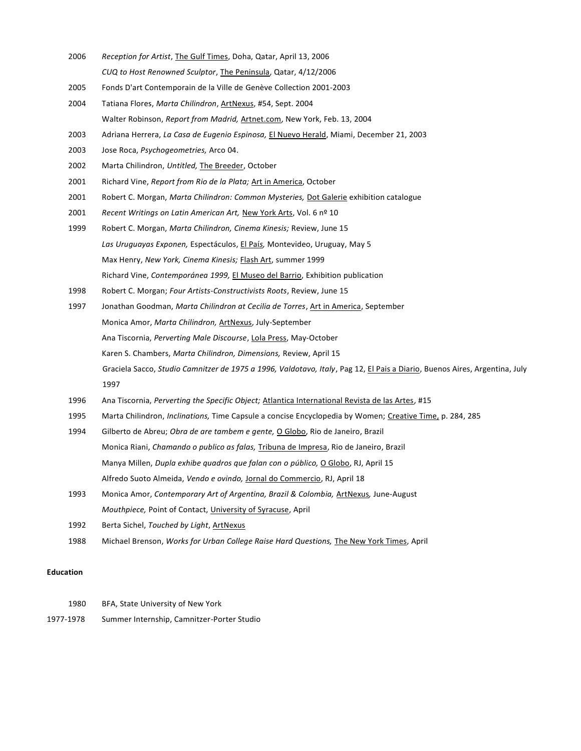2006 *Reception for Artist*, The Gulf Times, Doha, Qatar, April 13, 2006

*CUQ to Host Renowned Sculptor*, The Peninsula, Qatar, 4/12/2006

2005 Fonds D'art Contemporain de la Ville de Genève Collection 2001-2003

2004 Tatiana Flores, *Marta Chilindron*, ArtNexus, #54, Sept. 2004

Walter Robinson, *Report from Madrid,* Artnet.com, New York, Feb. 13, 2004

2003 Adriana Herrera, *La Casa de Eugenio Espinosa,* El Nuevo Herald, Miami, December 21, 2003

2003 Jose Roca, *Psychogeometries,* Arco 04.

2002 Marta Chilindron, *Untitled,* The Breeder, October

2001 Richard Vine, *Report from Rio de la Plata;* Art in America, October

2001 Robert C. Morgan, *Marta Chilindron: Common Mysteries,* Dot Galerie exhibition catalogue

2001 *Recent Writings on Latin American Art,* New York Arts, Vol. 6 nº 10

1999 Robert C. Morgan, *Marta Chilindron, Cinema Kinesis;* Review, June 15

*Las Uruguayas Exponen,* Espectáculos, El País, Montevideo, Uruguay, May 5

Max Henry, *New York, Cinema Kinesis;* Flash Art, summer 1999

Richard Vine, *Contemporánea 1999,* El Museo del Barrio, Exhibition publication

1998 Robert C. Morgan; *Four Artists-Constructivists Roots*, Review, June 15

1997 Jonathan Goodman, *Marta Chilindron at Cecilia de Torres*, Art in America, September

Monica Amor, *Marta Chilindron,* ArtNexus, July-September

Ana Tiscornia, *Perverting Male Discourse*, Lola Press, May-October

Karen S. Chambers, *Marta Chilindron, Dimensions,* Review, April 15

Graciela Sacco, *Studio Camnitzer de 1975 a 1996, Valdotavo, Italy*, Pag 12, El Pais a Diario, Buenos Aires, Argentina, July 1997

1996 Ana Tiscornia, *Perverting the Specific Object;* Atlantica International Revista de las Artes, #15

1995 Marta Chilindron, *Inclinations,* Time Capsule a concise Encyclopedia by Women; Creative Time, p. 284, 285

1994 Gilberto de Abreu; *Obra de are tambem e gente,* O Globo, Rio de Janeiro, Brazil

Monica Riani, *Chamando o publico as falas,* Tribuna de Impresa, Rio de Janeiro, Brazil

Manya Millen, *Dupla exhibe quadros que falan con o público,* O Globo, RJ, April 15

Alfredo Suoto Almeida, *Vendo e ovindo,* Jornal do Commercio, RJ, April 18

1993 Monica Amor, *Contemporary Art of Argentina, Brazil & Colombia,* ArtNexus, June-August

*Mouthpiece,* Point of Contact, University of Syracuse, April

1992 Berta Sichel, *Touched by Light*, ArtNexus

1988 Michael Brenson, *Works for Urban College Raise Hard Questions,* The New York Times, April

**Education**

1980 BFA, State University of New York

1977-1978 Summer Internship, Camnitzer-Porter Studio